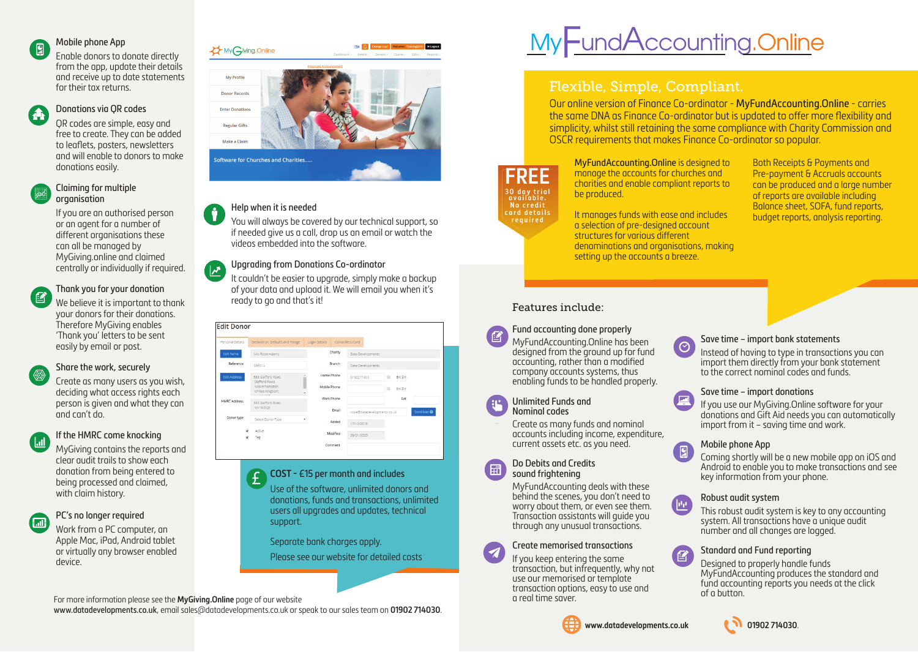### Mobile phone App

Enable donors to donate directly from the app, update their details and receive up to date statements for their tax returns.

### Donations via QR codes

QR codes are simple, easy and free to create. They can be added to leaflets, posters, newsletters and will enable to donors to make donations easily.

### Claiming for multiple organisation

If you are an authorised person or an agent for a number of different organisations these can all be managed by MyGiving.online and claimed centrally or individually if required.

### Thank you for your donation

We believe it is important to thank your donors for their donations. Therefore MyGiving enables 'Thank you' letters to be sent easily by email or post.

### Share the work, securely

Create as many users as you wish, deciding what access rights each person is given and what they can and can't do.

### If the HMRC come knocking

MyGiving contains the reports and clear audit trails to show each donation from being entered to being processed and claimed, with claim history.

### PC's no longer required

Work from a PC computer, an Apple Mac, iPad, Android tablet or virtually any browser enabled device.

### Help when it is needed

You will always be covered by our technical support, so if needed give us a call, drop us an email or watch the videos embedded into the software.

### Upgrading from Donations Co-ordinator

It couldn't be easier to upgrade, simply make a backup of your data and upload it. We will email you when it's ready to go and that's it!

### COST - £15 per month and includes

Use of the software, unlimited donors and donations, funds and transactions, unlimited users all upgrades and updates, technical support.

Separate bank charges apply.

Please see our website for detailed costs

For more information please see the **MyGiving.Online** page of our website **www.datadevelopments.co.uk**, email sales@datadevelopments.co.uk or speak to our sales team on **01902 714030**.

# MyFundAccounting.Online

## Flexible, Simple, Compliant.

Our online version of Finance Co-ordinator - **MyFundAccounting.Online** - carries the same DNA as Finance Co-ordinator but is updated to offer more flexibility and simplicity, whilst still retaining the same compliance with Charity Commission and OSCR requirements that makes Finance Co-ordinator so popular.

**FREE**
30 day trial available.
No credit card details required

**MyFundAccounting.Online** is designed to manage the accounts for churches and charities and enable compliant reports to be produced.

It manages funds with ease and includes a selection of pre-designed account structures for various different denominations and organisations, making setting up the accounts a breeze.

Both Receipts & Payments and Pre-payment & Accruals accounts can be produced and a large number of reports are available including Balance sheet, SOFA, fund reports, budget reports, analysis reporting.

## Features include:

### Fund accounting done properly

MyFundAccounting.Online has been designed from the ground up for fund accounting, rather than a modified company accounts systems, thus enabling funds to be handled properly.

### Unlimited Funds and Nominal codes

Create as many funds and nominal accounts including income, expenditure, current assets etc. as you need.

### Do Debits and Credits sound frightening

MyFundAccounting deals with these behind the scenes, you don't need to worry about them, or even see them. Transaction assistants will guide you through any unusual transactions.

### Create memorised transactions

If you keep entering the same transaction, but infrequently, why not use our memorised or template transaction options, easy to use and a real time saver.

### Save time – import bank statements

Instead of having to type in transactions you can import them directly from your bank statement to the correct nominal codes and funds.

### Save time – import donations

If you use our MyGiving.Online software for your donations and Gift Aid needs you can automatically import from it – saving time and work.

### Mobile phone App

Coming shortly will be a new mobile app on iOS and Android to enable you to make transactions and see key information from your phone.

### Robust audit system

This robust audit system is key to any accounting system. All transactions have a unique audit number and all changes are logged.

### Standard and Fund reporting

Designed to properly handle funds MyFundAccounting produces the standard and fund accounting reports you needs at the click of a button.

**www.datadevelopments.co.uk** **01902 714030**.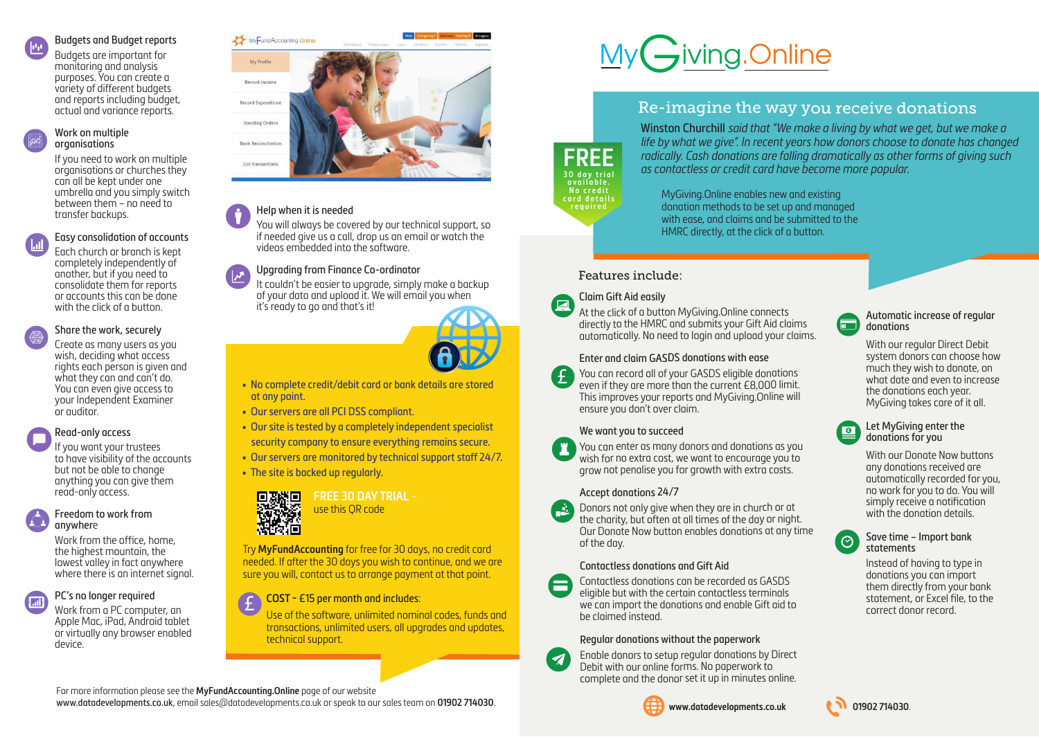### Budgets and Budget reports

Budgets are important for monitoring and analysis purposes. You can create a variety of different budgets and reports including budget, actual and variance reports.

### Work on multiple organisations

If you need to work on multiple organisations or churches they can all be kept under one umbrella and you simply switch between them – no need to transfer backups.

### Easy consolidation of accounts

Each church or branch is kept completely independently of another, but if you need to consolidate them for reports or accounts this can be done with the click of a button.

### Share the work, securely

Create as many users as you wish, deciding what access rights each person is given and what they can and can't do. You can even give access to your Independent Examiner or auditor.

### Read-only access

If you want your trustees to have visibility of the accounts but not be able to change anything you can give them read-only access.

### Freedom to work from anywhere

Work from the office, home, the highest mountain, the lowest valley in fact anywhere where there is an internet signal.

### PC's no longer required

Work from a PC computer, an Apple Mac, iPad, Android tablet or virtually any browser enabled device.

### Help when it is needed

You will always be covered by our technical support, so if needed give us a call, drop us an email or watch the videos embedded into the software.

### Upgrading from Finance Co-ordinator

It couldn't be easier to upgrade, simply make a backup of your data and upload it. We will email you when it's ready to go and that's it!

- No complete credit/debit card or bank details are stored at any point.
- Our servers are all PCI DSS compliant.
- Our site is tested by a completely independent specialist security company to ensure everything remains secure.
- Our servers are monitored by technical support staff 24/7.
- The site is backed up regularly.

**FREE 30 DAY TRIAL** – use this QR code

Try **MyFundAccounting** for free for 30 days, no credit card needed. If after the 30 days you wish to continue, and we are sure you will, contact us to arrange payment at that point.

**COST – £15 per month and includes:**
Use of the software, unlimited nominal codes, funds and transactions, unlimited users, all upgrades and updates, technical support.

For more information please see the **MyFundAccounting.Online** page of our website **www.datadevelopments.co.uk**, email sales@datadevelopments.co.uk or speak to our sales team on **01902 714030**.

# MyGiving.Online

**FREE** 30 day trial available. No credit card details required

## Re-imagine the way you receive donations

**Winston Churchill** *said that "We make a living by what we get, but we make a life by what we give". In recent years how donors choose to donate has changed radically. Cash donations are falling dramatically as other forms of giving such as contactless or credit card have become more popular.*

MyGiving.Online enables new and existing donation methods to be set up and managed with ease, and claims and submitted to the HMRC directly, at the click of a button.

## Features include:

### Claim Gift Aid easily

At the click of a button MyGiving.Online connects directly to the HMRC and submits your Gift Aid claims automatically. No need to login and upload your claims.

### Enter and claim GASDS donations with ease

You can record all of your GASDS eligible donations even if they are more than the current £8,000 limit. This improves your reports and MyGiving.Online will ensure you don't over claim.

### We want you to succeed

You can enter as many donors and donations as you wish for no extra cost, we want to encourage you to grow not penalise you for growth with extra costs.

### Accept donations 24/7

Donors not only give when they are in church or at the charity, but often at all times of the day or night. Our Donate Now button enables donations at any time of the day.

### Contactless donations and Gift Aid

Contactless donations can be recorded as GASDS eligible but with the certain contactless terminals we can import the donations and enable Gift aid to be claimed instead.

### Regular donations without the paperwork

Enable donors to setup regular donations by Direct Debit with our online forms. No paperwork to complete and the donor set it up in minutes online.

### Automatic increase of regular donations

With our regular Direct Debit system donors can choose how much they wish to donate, on what date and even to increase the donations each year. MyGiving takes care of it all.

### Let MyGiving enter the donations for you

With our Donate Now buttons any donations received are automatically recorded for you, no work for you to do. You will simply receive a notification with the donation details.

### Save time – Import bank statements

Instead of having to type in donations you can import them directly from your bank statement, or Excel file, to the correct donor record.

**www.datadevelopments.co.uk** **01902 714030**.